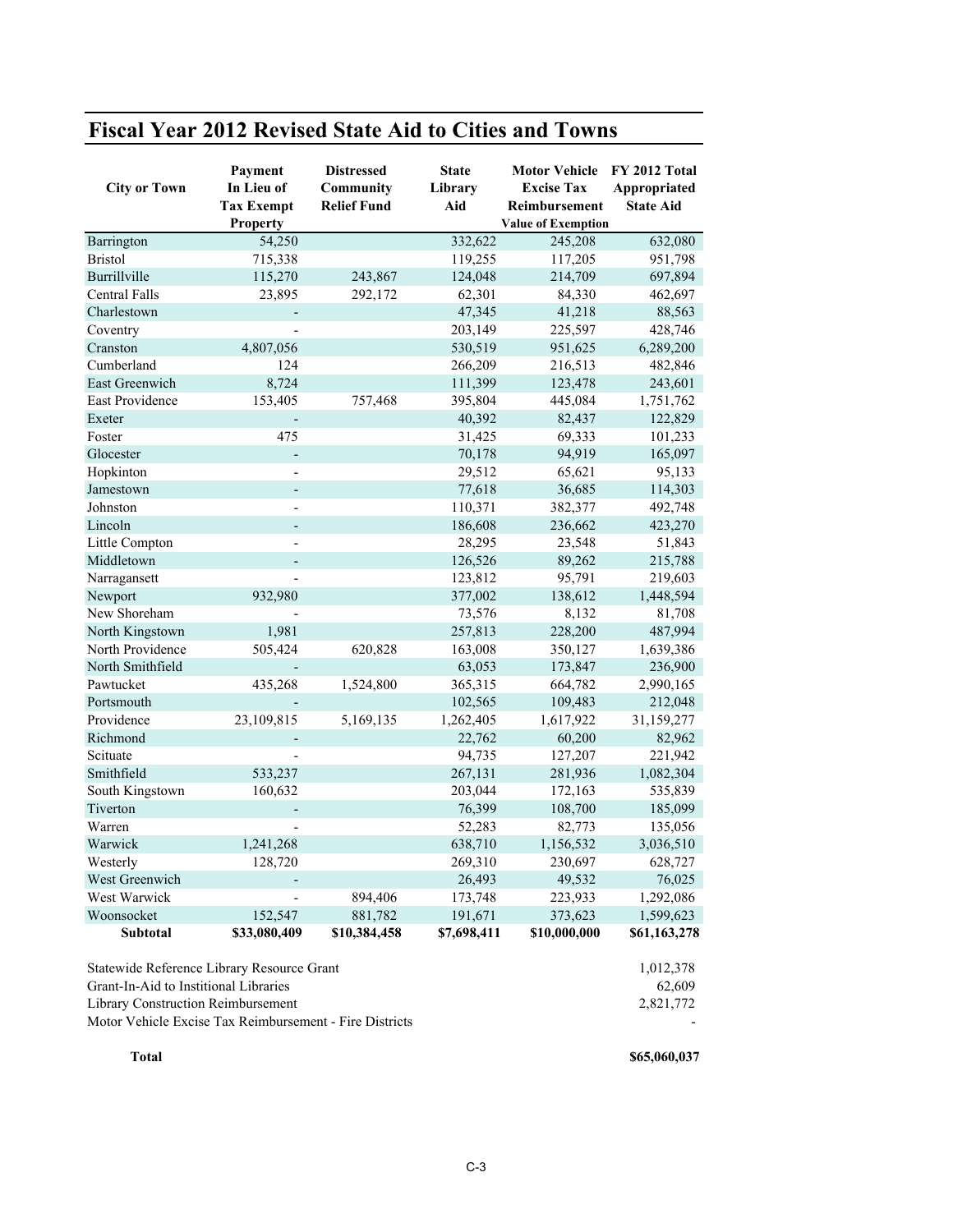# Fiscal Year 2012 Revised State Aid to Cities and Towns

| City or Town | Payment In Lieu of Tax Exempt Property | Distressed Community Relief Fund | State Library Aid | Motor Vehicle Excise Tax Reimbursement Value of Exemption | FY 2012 Total Appropriated State Aid |
|---|---|---|---|---|---|
| Barrington | 54,250 | | 332,622 | 245,208 | 632,080 |
| Bristol | 715,338 | | 119,255 | 117,205 | 951,798 |
| Burrillville | 115,270 | 243,867 | 124,048 | 214,709 | 697,894 |
| Central Falls | 23,895 | 292,172 | 62,301 | 84,330 | 462,697 |
| Charlestown | - | | 47,345 | 41,218 | 88,563 |
| Coventry | - | | 203,149 | 225,597 | 428,746 |
| Cranston | 4,807,056 | | 530,519 | 951,625 | 6,289,200 |
| Cumberland | 124 | | 266,209 | 216,513 | 482,846 |
| East Greenwich | 8,724 | | 111,399 | 123,478 | 243,601 |
| East Providence | 153,405 | 757,468 | 395,804 | 445,084 | 1,751,762 |
| Exeter | - | | 40,392 | 82,437 | 122,829 |
| Foster | 475 | | 31,425 | 69,333 | 101,233 |
| Glocester | - | | 70,178 | 94,919 | 165,097 |
| Hopkinton | - | | 29,512 | 65,621 | 95,133 |
| Jamestown | - | | 77,618 | 36,685 | 114,303 |
| Johnston | - | | 110,371 | 382,377 | 492,748 |
| Lincoln | - | | 186,608 | 236,662 | 423,270 |
| Little Compton | - | | 28,295 | 23,548 | 51,843 |
| Middletown | - | | 126,526 | 89,262 | 215,788 |
| Narragansett | - | | 123,812 | 95,791 | 219,603 |
| Newport | 932,980 | | 377,002 | 138,612 | 1,448,594 |
| New Shoreham | - | | 73,576 | 8,132 | 81,708 |
| North Kingstown | 1,981 | | 257,813 | 228,200 | 487,994 |
| North Providence | 505,424 | 620,828 | 163,008 | 350,127 | 1,639,386 |
| North Smithfield | - | | 63,053 | 173,847 | 236,900 |
| Pawtucket | 435,268 | 1,524,800 | 365,315 | 664,782 | 2,990,165 |
| Portsmouth | - | | 102,565 | 109,483 | 212,048 |
| Providence | 23,109,815 | 5,169,135 | 1,262,405 | 1,617,922 | 31,159,277 |
| Richmond | - | | 22,762 | 60,200 | 82,962 |
| Scituate | - | | 94,735 | 127,207 | 221,942 |
| Smithfield | 533,237 | | 267,131 | 281,936 | 1,082,304 |
| South Kingstown | 160,632 | | 203,044 | 172,163 | 535,839 |
| Tiverton | - | | 76,399 | 108,700 | 185,099 |
| Warren | - | | 52,283 | 82,773 | 135,056 |
| Warwick | 1,241,268 | | 638,710 | 1,156,532 | 3,036,510 |
| Westerly | 128,720 | | 269,310 | 230,697 | 628,727 |
| West Greenwich | - | | 26,493 | 49,532 | 76,025 |
| West Warwick | - | 894,406 | 173,748 | 223,933 | 1,292,086 |
| Woonsocket | 152,547 | 881,782 | 191,671 | 373,623 | 1,599,623 |
| **Subtotal** | **$33,080,409** | **$10,384,458** | **$7,698,411** | **$10,000,000** | **$61,163,278** |

| | |
|---|---|
| Statewide Reference Library Resource Grant | 1,012,378 |
| Grant-In-Aid to Institional Libraries | 62,609 |
| Library Construction Reimbursement | 2,821,772 |
| Motor Vehicle Excise Tax Reimbursement - Fire Districts | - |
| **Total** | **$65,060,037** |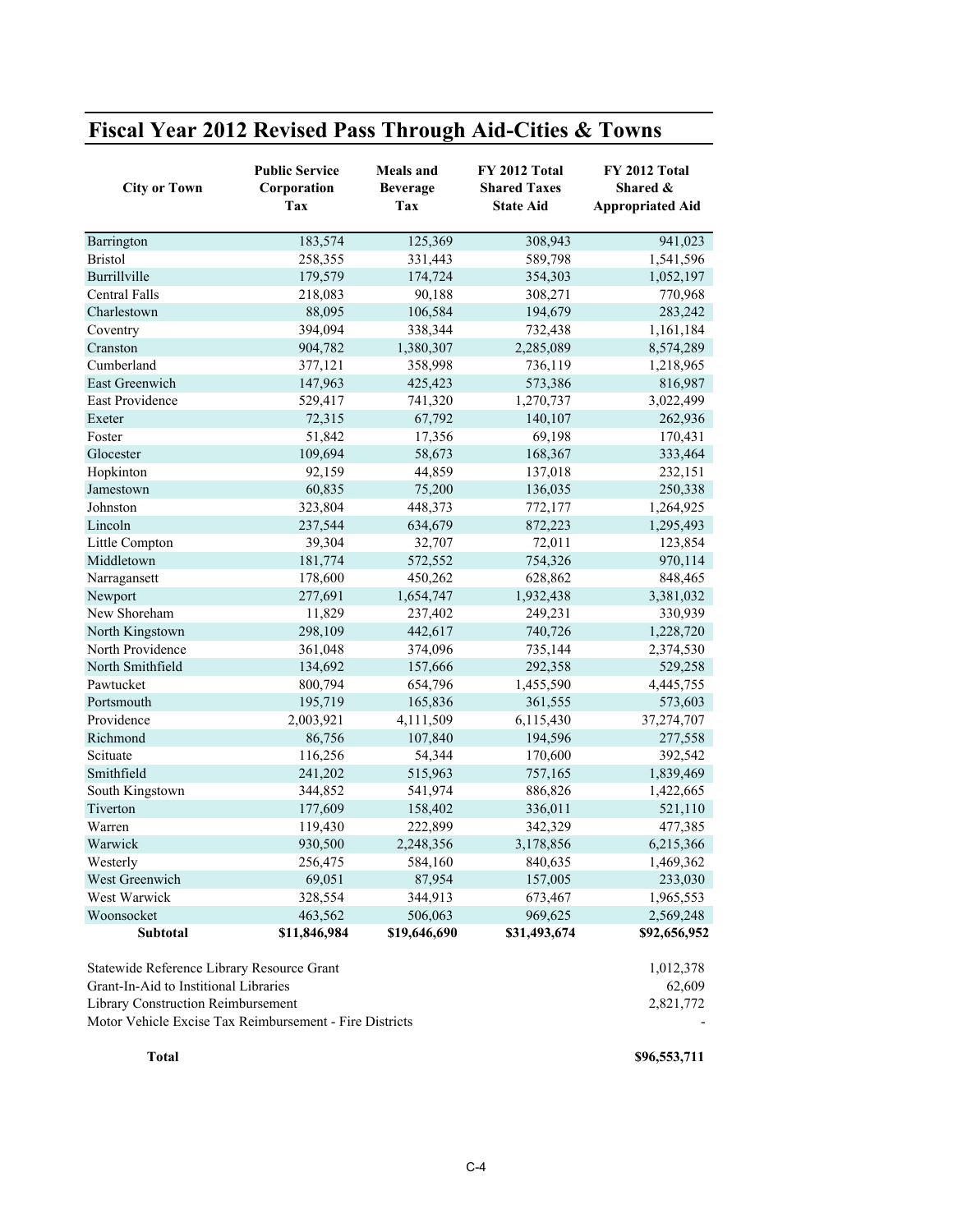# Fiscal Year 2012 Revised Pass Through Aid-Cities & Towns

| City or Town | Public Service Corporation Tax | Meals and Beverage Tax | FY 2012 Total Shared Taxes State Aid | FY 2012 Total Shared & Appropriated Aid |
|---|---|---|---|---|
| Barrington | 183,574 | 125,369 | 308,943 | 941,023 |
| Bristol | 258,355 | 331,443 | 589,798 | 1,541,596 |
| Burrillville | 179,579 | 174,724 | 354,303 | 1,052,197 |
| Central Falls | 218,083 | 90,188 | 308,271 | 770,968 |
| Charlestown | 88,095 | 106,584 | 194,679 | 283,242 |
| Coventry | 394,094 | 338,344 | 732,438 | 1,161,184 |
| Cranston | 904,782 | 1,380,307 | 2,285,089 | 8,574,289 |
| Cumberland | 377,121 | 358,998 | 736,119 | 1,218,965 |
| East Greenwich | 147,963 | 425,423 | 573,386 | 816,987 |
| East Providence | 529,417 | 741,320 | 1,270,737 | 3,022,499 |
| Exeter | 72,315 | 67,792 | 140,107 | 262,936 |
| Foster | 51,842 | 17,356 | 69,198 | 170,431 |
| Glocester | 109,694 | 58,673 | 168,367 | 333,464 |
| Hopkinton | 92,159 | 44,859 | 137,018 | 232,151 |
| Jamestown | 60,835 | 75,200 | 136,035 | 250,338 |
| Johnston | 323,804 | 448,373 | 772,177 | 1,264,925 |
| Lincoln | 237,544 | 634,679 | 872,223 | 1,295,493 |
| Little Compton | 39,304 | 32,707 | 72,011 | 123,854 |
| Middletown | 181,774 | 572,552 | 754,326 | 970,114 |
| Narragansett | 178,600 | 450,262 | 628,862 | 848,465 |
| Newport | 277,691 | 1,654,747 | 1,932,438 | 3,381,032 |
| New Shoreham | 11,829 | 237,402 | 249,231 | 330,939 |
| North Kingstown | 298,109 | 442,617 | 740,726 | 1,228,720 |
| North Providence | 361,048 | 374,096 | 735,144 | 2,374,530 |
| North Smithfield | 134,692 | 157,666 | 292,358 | 529,258 |
| Pawtucket | 800,794 | 654,796 | 1,455,590 | 4,445,755 |
| Portsmouth | 195,719 | 165,836 | 361,555 | 573,603 |
| Providence | 2,003,921 | 4,111,509 | 6,115,430 | 37,274,707 |
| Richmond | 86,756 | 107,840 | 194,596 | 277,558 |
| Scituate | 116,256 | 54,344 | 170,600 | 392,542 |
| Smithfield | 241,202 | 515,963 | 757,165 | 1,839,469 |
| South Kingstown | 344,852 | 541,974 | 886,826 | 1,422,665 |
| Tiverton | 177,609 | 158,402 | 336,011 | 521,110 |
| Warren | 119,430 | 222,899 | 342,329 | 477,385 |
| Warwick | 930,500 | 2,248,356 | 3,178,856 | 6,215,366 |
| Westerly | 256,475 | 584,160 | 840,635 | 1,469,362 |
| West Greenwich | 69,051 | 87,954 | 157,005 | 233,030 |
| West Warwick | 328,554 | 344,913 | 673,467 | 1,965,553 |
| Woonsocket | 463,562 | 506,063 | 969,625 | 2,569,248 |
| **Subtotal** | **$11,846,984** | **$19,646,690** | **$31,493,674** | **$92,656,952** |

| | |
|---|---|
| Statewide Reference Library Resource Grant | 1,012,378 |
| Grant-In-Aid to Institional Libraries | 62,609 |
| Library Construction Reimbursement | 2,821,772 |
| Motor Vehicle Excise Tax Reimbursement - Fire Districts | - |
| **Total** | **$96,553,711** |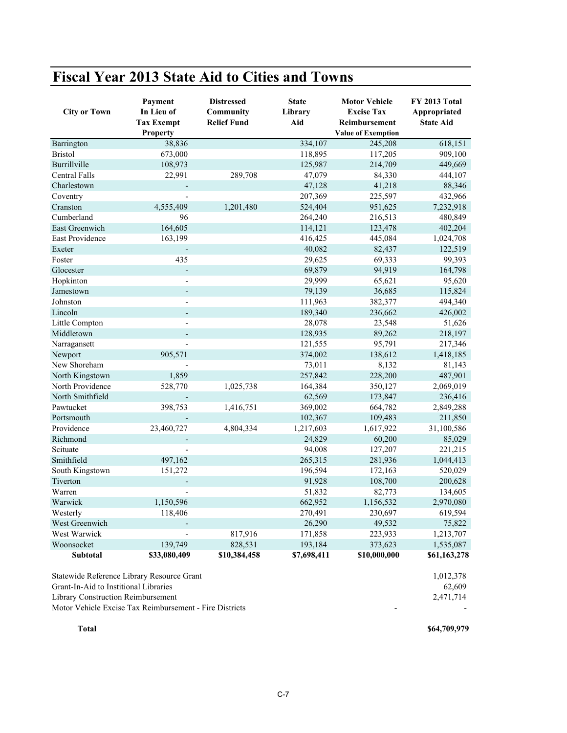# Fiscal Year 2013 State Aid to Cities and Towns

| City or Town | Payment In Lieu of Tax Exempt Property | Distressed Community Relief Fund | State Library Aid | Motor Vehicle Excise Tax Reimbursement Value of Exemption | FY 2013 Total Appropriated State Aid |
|---|---|---|---|---|---|
| Barrington | 38,836 | | 334,107 | 245,208 | 618,151 |
| Bristol | 673,000 | | 118,895 | 117,205 | 909,100 |
| Burrillville | 108,973 | | 125,987 | 214,709 | 449,669 |
| Central Falls | 22,991 | 289,708 | 47,079 | 84,330 | 444,107 |
| Charlestown | - | | 47,128 | 41,218 | 88,346 |
| Coventry | - | | 207,369 | 225,597 | 432,966 |
| Cranston | 4,555,409 | 1,201,480 | 524,404 | 951,625 | 7,232,918 |
| Cumberland | 96 | | 264,240 | 216,513 | 480,849 |
| East Greenwich | 164,605 | | 114,121 | 123,478 | 402,204 |
| East Providence | 163,199 | | 416,425 | 445,084 | 1,024,708 |
| Exeter | - | | 40,082 | 82,437 | 122,519 |
| Foster | 435 | | 29,625 | 69,333 | 99,393 |
| Glocester | - | | 69,879 | 94,919 | 164,798 |
| Hopkinton | - | | 29,999 | 65,621 | 95,620 |
| Jamestown | - | | 79,139 | 36,685 | 115,824 |
| Johnston | - | | 111,963 | 382,377 | 494,340 |
| Lincoln | - | | 189,340 | 236,662 | 426,002 |
| Little Compton | - | | 28,078 | 23,548 | 51,626 |
| Middletown | - | | 128,935 | 89,262 | 218,197 |
| Narragansett | - | | 121,555 | 95,791 | 217,346 |
| Newport | 905,571 | | 374,002 | 138,612 | 1,418,185 |
| New Shoreham | - | | 73,011 | 8,132 | 81,143 |
| North Kingstown | 1,859 | | 257,842 | 228,200 | 487,901 |
| North Providence | 528,770 | 1,025,738 | 164,384 | 350,127 | 2,069,019 |
| North Smithfield | - | | 62,569 | 173,847 | 236,416 |
| Pawtucket | 398,753 | 1,416,751 | 369,002 | 664,782 | 2,849,288 |
| Portsmouth | - | | 102,367 | 109,483 | 211,850 |
| Providence | 23,460,727 | 4,804,334 | 1,217,603 | 1,617,922 | 31,100,586 |
| Richmond | - | | 24,829 | 60,200 | 85,029 |
| Scituate | - | | 94,008 | 127,207 | 221,215 |
| Smithfield | 497,162 | | 265,315 | 281,936 | 1,044,413 |
| South Kingstown | 151,272 | | 196,594 | 172,163 | 520,029 |
| Tiverton | - | | 91,928 | 108,700 | 200,628 |
| Warren | - | | 51,832 | 82,773 | 134,605 |
| Warwick | 1,150,596 | | 662,952 | 1,156,532 | 2,970,080 |
| Westerly | 118,406 | | 270,491 | 230,697 | 619,594 |
| West Greenwich | - | | 26,290 | 49,532 | 75,822 |
| West Warwick | - | 817,916 | 171,858 | 223,933 | 1,213,707 |
| Woonsocket | 139,749 | 828,531 | 193,184 | 373,623 | 1,535,087 |
| **Subtotal** | **$33,080,409** | **$10,384,458** | **$7,698,411** | **$10,000,000** | **$61,163,278** |
| Statewide Reference Library Resource Grant | | | | | 1,012,378 |
| Grant-In-Aid to Institional Libraries | | | | | 62,609 |
| Library Construction Reimbursement | | | | | 2,471,714 |
| Motor Vehicle Excise Tax Reimbursement - Fire Districts | | | | - | - |
| **Total** | | | | | **$64,709,979** |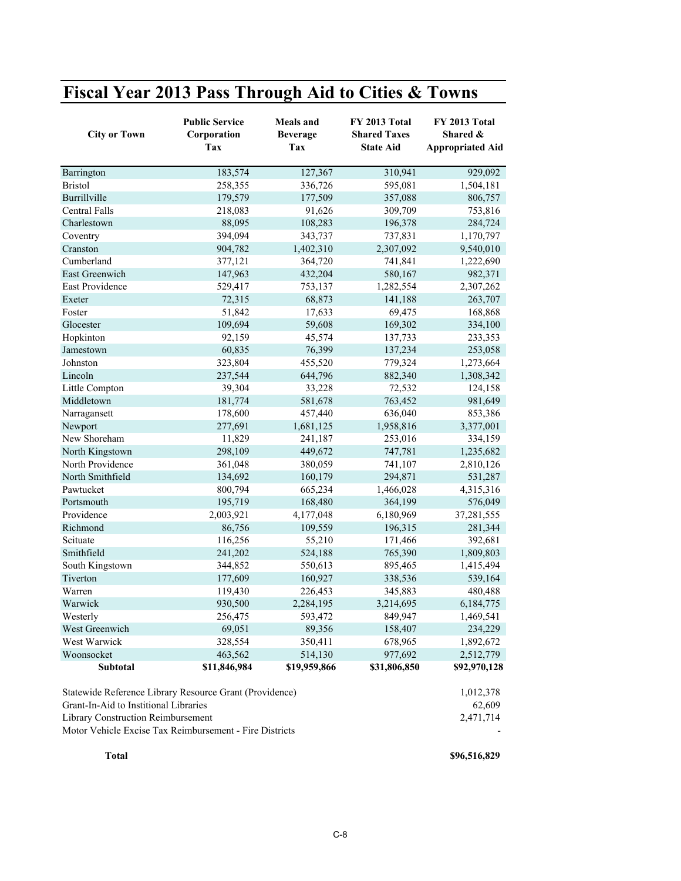# Fiscal Year 2013 Pass Through Aid to Cities & Towns

| City or Town | Public Service Corporation Tax | Meals and Beverage Tax | FY 2013 Total Shared Taxes State Aid | FY 2013 Total Shared & Appropriated Aid |
|---|---|---|---|---|
| Barrington | 183,574 | 127,367 | 310,941 | 929,092 |
| Bristol | 258,355 | 336,726 | 595,081 | 1,504,181 |
| Burrillville | 179,579 | 177,509 | 357,088 | 806,757 |
| Central Falls | 218,083 | 91,626 | 309,709 | 753,816 |
| Charlestown | 88,095 | 108,283 | 196,378 | 284,724 |
| Coventry | 394,094 | 343,737 | 737,831 | 1,170,797 |
| Cranston | 904,782 | 1,402,310 | 2,307,092 | 9,540,010 |
| Cumberland | 377,121 | 364,720 | 741,841 | 1,222,690 |
| East Greenwich | 147,963 | 432,204 | 580,167 | 982,371 |
| East Providence | 529,417 | 753,137 | 1,282,554 | 2,307,262 |
| Exeter | 72,315 | 68,873 | 141,188 | 263,707 |
| Foster | 51,842 | 17,633 | 69,475 | 168,868 |
| Glocester | 109,694 | 59,608 | 169,302 | 334,100 |
| Hopkinton | 92,159 | 45,574 | 137,733 | 233,353 |
| Jamestown | 60,835 | 76,399 | 137,234 | 253,058 |
| Johnston | 323,804 | 455,520 | 779,324 | 1,273,664 |
| Lincoln | 237,544 | 644,796 | 882,340 | 1,308,342 |
| Little Compton | 39,304 | 33,228 | 72,532 | 124,158 |
| Middletown | 181,774 | 581,678 | 763,452 | 981,649 |
| Narragansett | 178,600 | 457,440 | 636,040 | 853,386 |
| Newport | 277,691 | 1,681,125 | 1,958,816 | 3,377,001 |
| New Shoreham | 11,829 | 241,187 | 253,016 | 334,159 |
| North Kingstown | 298,109 | 449,672 | 747,781 | 1,235,682 |
| North Providence | 361,048 | 380,059 | 741,107 | 2,810,126 |
| North Smithfield | 134,692 | 160,179 | 294,871 | 531,287 |
| Pawtucket | 800,794 | 665,234 | 1,466,028 | 4,315,316 |
| Portsmouth | 195,719 | 168,480 | 364,199 | 576,049 |
| Providence | 2,003,921 | 4,177,048 | 6,180,969 | 37,281,555 |
| Richmond | 86,756 | 109,559 | 196,315 | 281,344 |
| Scituate | 116,256 | 55,210 | 171,466 | 392,681 |
| Smithfield | 241,202 | 524,188 | 765,390 | 1,809,803 |
| South Kingstown | 344,852 | 550,613 | 895,465 | 1,415,494 |
| Tiverton | 177,609 | 160,927 | 338,536 | 539,164 |
| Warren | 119,430 | 226,453 | 345,883 | 480,488 |
| Warwick | 930,500 | 2,284,195 | 3,214,695 | 6,184,775 |
| Westerly | 256,475 | 593,472 | 849,947 | 1,469,541 |
| West Greenwich | 69,051 | 89,356 | 158,407 | 234,229 |
| West Warwick | 328,554 | 350,411 | 678,965 | 1,892,672 |
| Woonsocket | 463,562 | 514,130 | 977,692 | 2,512,779 |
| **Subtotal** | **$11,846,984** | **$19,959,866** | **$31,806,850** | **$92,970,128** |
| Statewide Reference Library Resource Grant (Providence) | | | | 1,012,378 |
| Grant-In-Aid to Institional Libraries | | | | 62,609 |
| Library Construction Reimbursement | | | | 2,471,714 |
| Motor Vehicle Excise Tax Reimbursement - Fire Districts | | | | - |
| **Total** | | | | **$96,516,829** |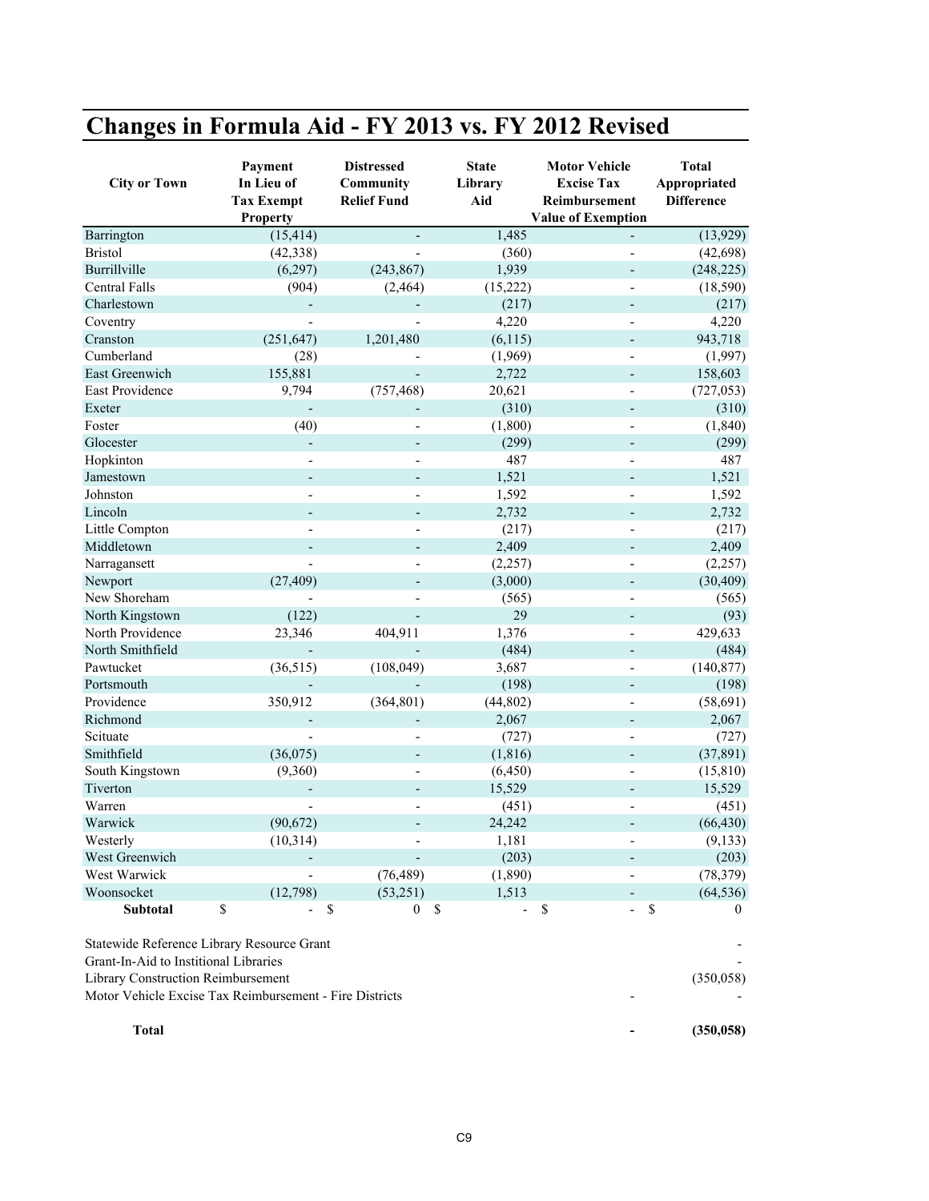# Changes in Formula Aid - FY 2013 vs. FY 2012 Revised

| City or Town | Payment In Lieu of Tax Exempt Property | Distressed Community Relief Fund | State Library Aid | Motor Vehicle Excise Tax Reimbursement Value of Exemption | Total Appropriated Difference |
|---|---|---|---|---|---|
| Barrington | (15,414) | - | 1,485 | - | (13,929) |
| Bristol | (42,338) | - | (360) | - | (42,698) |
| Burrillville | (6,297) | (243,867) | 1,939 | - | (248,225) |
| Central Falls | (904) | (2,464) | (15,222) | - | (18,590) |
| Charlestown | - | - | (217) | - | (217) |
| Coventry | - | - | 4,220 | - | 4,220 |
| Cranston | (251,647) | 1,201,480 | (6,115) | - | 943,718 |
| Cumberland | (28) | - | (1,969) | - | (1,997) |
| East Greenwich | 155,881 | - | 2,722 | - | 158,603 |
| East Providence | 9,794 | (757,468) | 20,621 | - | (727,053) |
| Exeter | - | - | (310) | - | (310) |
| Foster | (40) | - | (1,800) | - | (1,840) |
| Glocester | - | - | (299) | - | (299) |
| Hopkinton | - | - | 487 | - | 487 |
| Jamestown | - | - | 1,521 | - | 1,521 |
| Johnston | - | - | 1,592 | - | 1,592 |
| Lincoln | - | - | 2,732 | - | 2,732 |
| Little Compton | - | - | (217) | - | (217) |
| Middletown | - | - | 2,409 | - | 2,409 |
| Narragansett | - | - | (2,257) | - | (2,257) |
| Newport | (27,409) | - | (3,000) | - | (30,409) |
| New Shoreham | - | - | (565) | - | (565) |
| North Kingstown | (122) | - | 29 | - | (93) |
| North Providence | 23,346 | 404,911 | 1,376 | - | 429,633 |
| North Smithfield | - | - | (484) | - | (484) |
| Pawtucket | (36,515) | (108,049) | 3,687 | - | (140,877) |
| Portsmouth | - | - | (198) | - | (198) |
| Providence | 350,912 | (364,801) | (44,802) | - | (58,691) |
| Richmond | - | - | 2,067 | - | 2,067 |
| Scituate | - | - | (727) | - | (727) |
| Smithfield | (36,075) | - | (1,816) | - | (37,891) |
| South Kingstown | (9,360) | - | (6,450) | - | (15,810) |
| Tiverton | - | - | 15,529 | - | 15,529 |
| Warren | - | - | (451) | - | (451) |
| Warwick | (90,672) | - | 24,242 | - | (66,430) |
| Westerly | (10,314) | - | 1,181 | - | (9,133) |
| West Greenwich | - | - | (203) | - | (203) |
| West Warwick | - | (76,489) | (1,890) | - | (78,379) |
| Woonsocket | (12,798) | (53,251) | 1,513 | - | (64,536) |
| **Subtotal** | $ - | $ 0 | $ - | $ - | $ 0 |

| | | |
|---|---|---|
| Statewide Reference Library Resource Grant | | - |
| Grant-In-Aid to Institional Libraries | | - |
| Library Construction Reimbursement | | (350,058) |
| Motor Vehicle Excise Tax Reimbursement - Fire Districts | - | - |
| **Total** | **-** | **(350,058)** |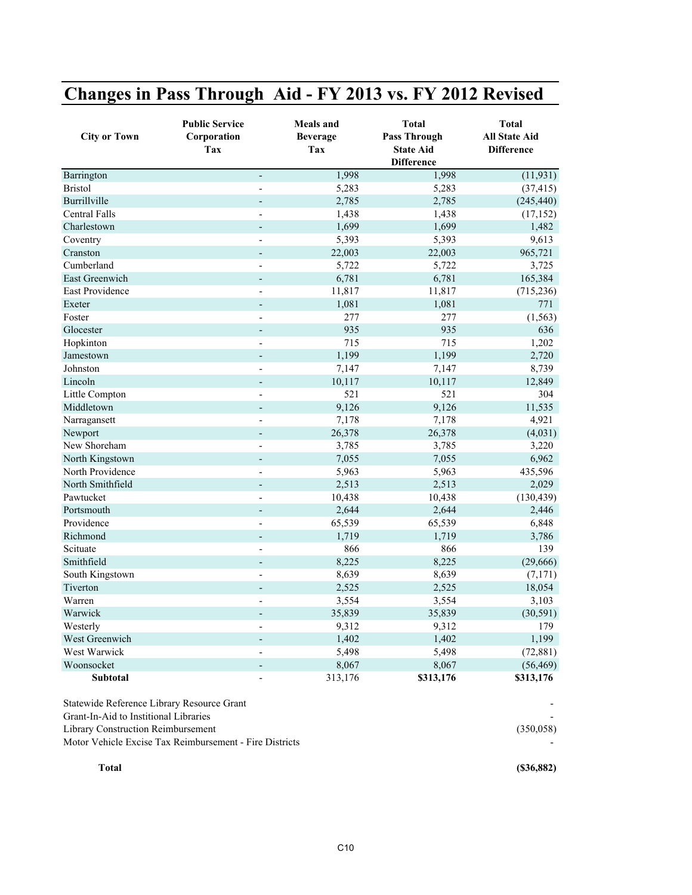# Changes in Pass Through Aid - FY 2013 vs. FY 2012 Revised

| City or Town | Public Service Corporation Tax | Meals and Beverage Tax | Total Pass Through State Aid Difference | Total All State Aid Difference |
|---|---|---|---|---|
| Barrington | - | 1,998 | 1,998 | (11,931) |
| Bristol | - | 5,283 | 5,283 | (37,415) |
| Burrillville | - | 2,785 | 2,785 | (245,440) |
| Central Falls | - | 1,438 | 1,438 | (17,152) |
| Charlestown | - | 1,699 | 1,699 | 1,482 |
| Coventry | - | 5,393 | 5,393 | 9,613 |
| Cranston | - | 22,003 | 22,003 | 965,721 |
| Cumberland | - | 5,722 | 5,722 | 3,725 |
| East Greenwich | - | 6,781 | 6,781 | 165,384 |
| East Providence | - | 11,817 | 11,817 | (715,236) |
| Exeter | - | 1,081 | 1,081 | 771 |
| Foster | - | 277 | 277 | (1,563) |
| Glocester | - | 935 | 935 | 636 |
| Hopkinton | - | 715 | 715 | 1,202 |
| Jamestown | - | 1,199 | 1,199 | 2,720 |
| Johnston | - | 7,147 | 7,147 | 8,739 |
| Lincoln | - | 10,117 | 10,117 | 12,849 |
| Little Compton | - | 521 | 521 | 304 |
| Middletown | - | 9,126 | 9,126 | 11,535 |
| Narragansett | - | 7,178 | 7,178 | 4,921 |
| Newport | - | 26,378 | 26,378 | (4,031) |
| New Shoreham | - | 3,785 | 3,785 | 3,220 |
| North Kingstown | - | 7,055 | 7,055 | 6,962 |
| North Providence | - | 5,963 | 5,963 | 435,596 |
| North Smithfield | - | 2,513 | 2,513 | 2,029 |
| Pawtucket | - | 10,438 | 10,438 | (130,439) |
| Portsmouth | - | 2,644 | 2,644 | 2,446 |
| Providence | - | 65,539 | 65,539 | 6,848 |
| Richmond | - | 1,719 | 1,719 | 3,786 |
| Scituate | - | 866 | 866 | 139 |
| Smithfield | - | 8,225 | 8,225 | (29,666) |
| South Kingstown | - | 8,639 | 8,639 | (7,171) |
| Tiverton | - | 2,525 | 2,525 | 18,054 |
| Warren | - | 3,554 | 3,554 | 3,103 |
| Warwick | - | 35,839 | 35,839 | (30,591) |
| Westerly | - | 9,312 | 9,312 | 179 |
| West Greenwich | - | 1,402 | 1,402 | 1,199 |
| West Warwick | - | 5,498 | 5,498 | (72,881) |
| Woonsocket | - | 8,067 | 8,067 | (56,469) |
| **Subtotal** | - | 313,176 | **$313,176** | **$313,176** |

| | |
|---|---|
| Statewide Reference Library Resource Grant | - |
| Grant-In-Aid to Institional Libraries | - |
| Library Construction Reimbursement | (350,058) |
| Motor Vehicle Excise Tax Reimbursement - Fire Districts | - |
| **Total** | **($36,882)** |